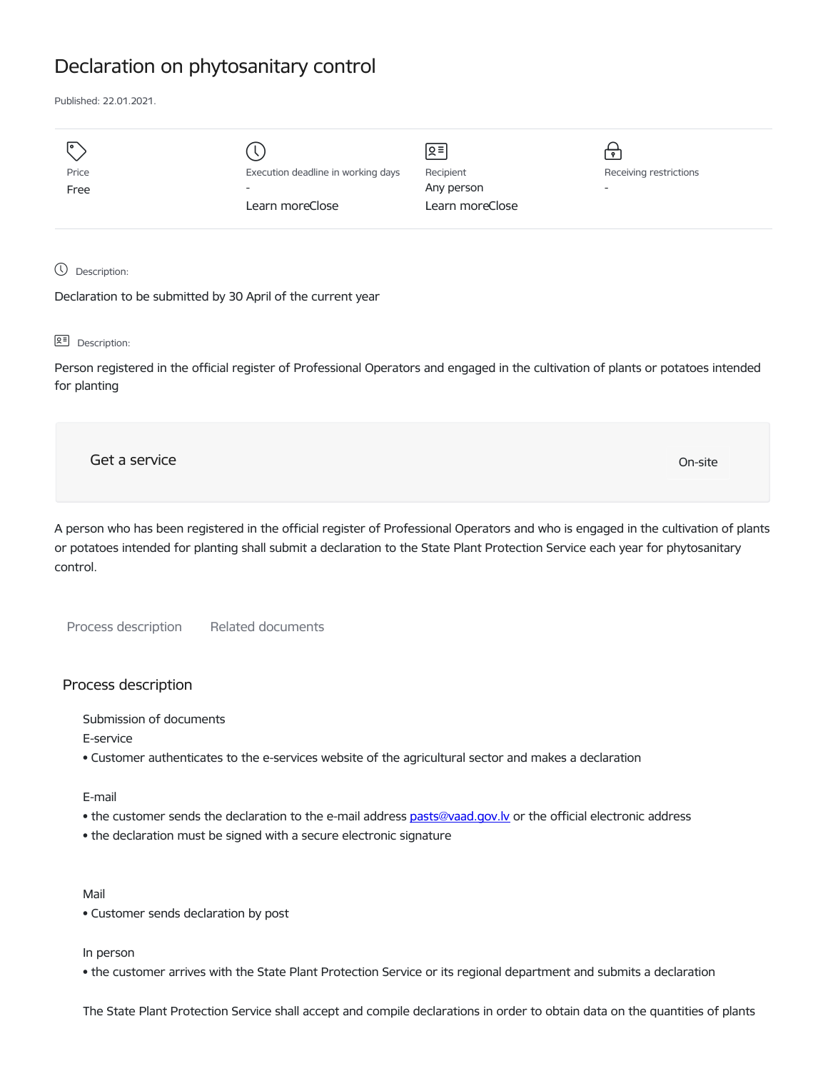# Declaration on phytosanitary control

Published: 22.01.2021.

| Price | Execution deadline in working days | Recipient | Receiving restrictions |
| --- | --- | --- | --- |
| Free | - | Any person | - |
| | Learn moreClose | Learn moreClose | |

Description:

Declaration to be submitted by 30 April of the current year

Description:

Person registered in the official register of Professional Operators and engaged in the cultivation of plants or potatoes intended for planting

Get a service

On-site

A person who has been registered in the official register of Professional Operators and who is engaged in the cultivation of plants or potatoes intended for planting shall submit a declaration to the State Plant Protection Service each year for phytosanitary control.

Process description    Related documents

## Process description

Submission of documents

E-service

- Customer authenticates to the e-services website of the agricultural sector and makes a declaration

E-mail

- the customer sends the declaration to the e-mail address pasts@vaad.gov.lv or the official electronic address
- the declaration must be signed with a secure electronic signature

Mail

- Customer sends declaration by post

In person

- the customer arrives with the State Plant Protection Service or its regional department and submits a declaration

The State Plant Protection Service shall accept and compile declarations in order to obtain data on the quantities of plants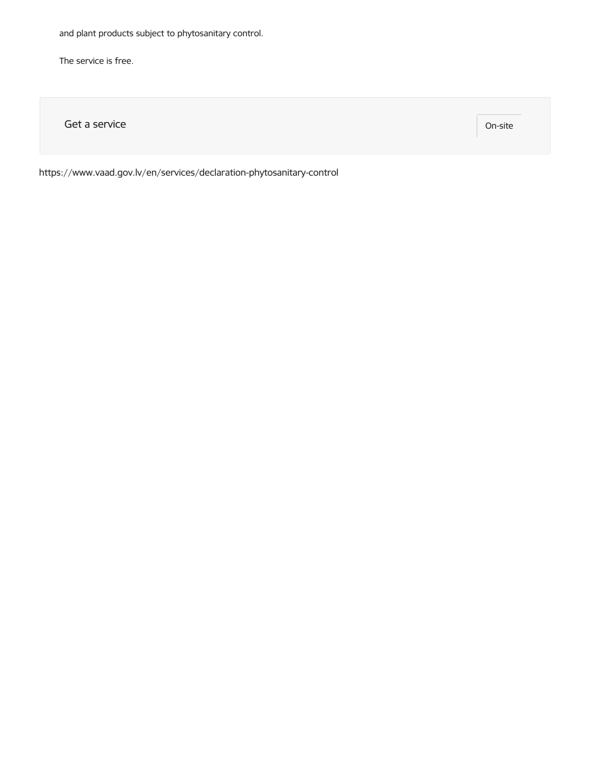and plant products subject to phytosanitary control.

The service is free.

Get a service

On-site

https://www.vaad.gov.lv/en/services/declaration-phytosanitary-control